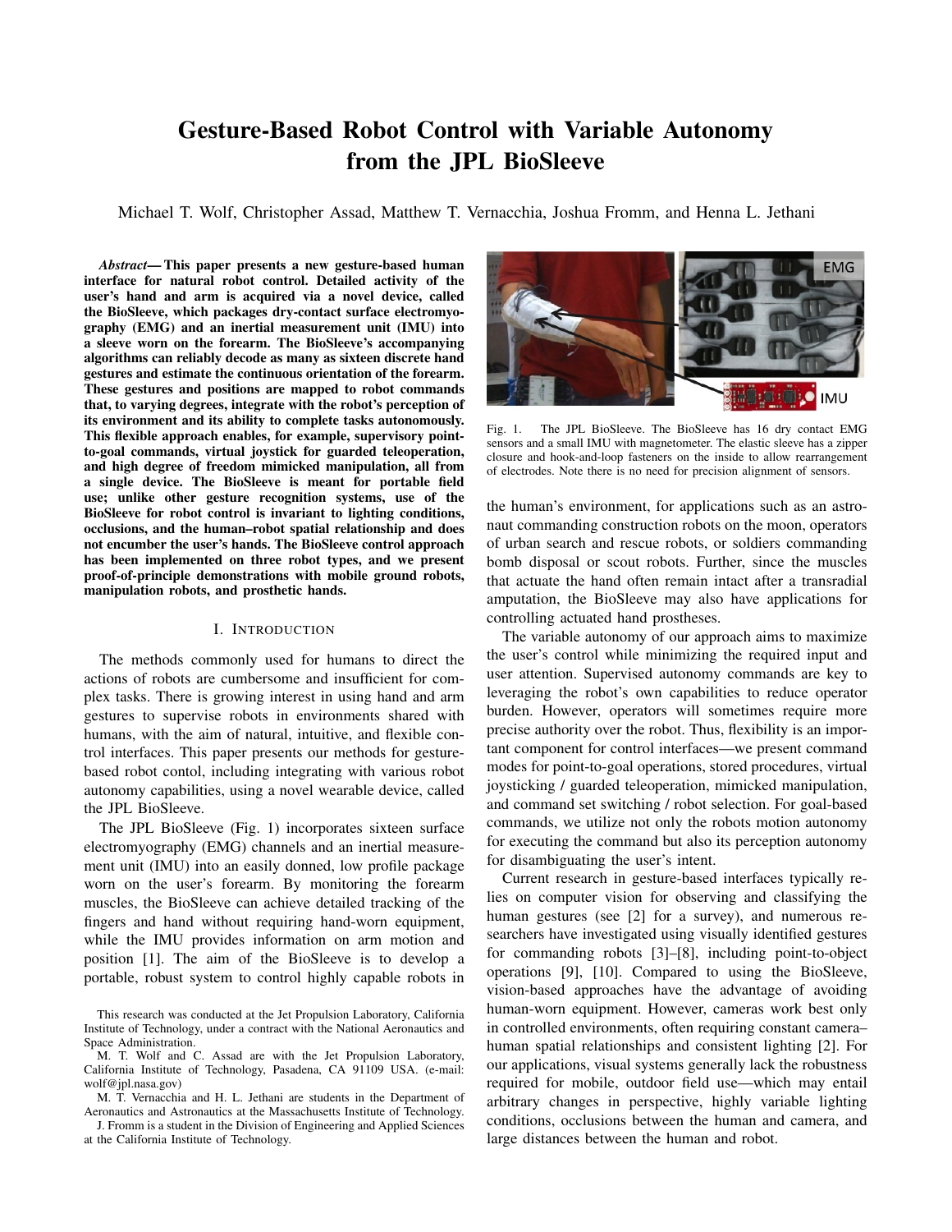# Gesture-Based Robot Control with Variable Autonomy from the JPL BioSleeve

Michael T. Wolf, Christopher Assad, Matthew T. Vernacchia, Joshua Fromm, and Henna L. Jethani

***Abstract*— This paper presents a new gesture-based human interface for natural robot control. Detailed activity of the user's hand and arm is acquired via a novel device, called the BioSleeve, which packages dry-contact surface electromyography (EMG) and an inertial measurement unit (IMU) into a sleeve worn on the forearm. The BioSleeve's accompanying algorithms can reliably decode as many as sixteen discrete hand gestures and estimate the continuous orientation of the forearm. These gestures and positions are mapped to robot commands that, to varying degrees, integrate with the robot's perception of its environment and its ability to complete tasks autonomously. This flexible approach enables, for example, supervisory point-to-goal commands, virtual joystick for guarded teleoperation, and high degree of freedom mimicked manipulation, all from a single device. The BioSleeve is meant for portable field use; unlike other gesture recognition systems, use of the BioSleeve for robot control is invariant to lighting conditions, occlusions, and the human–robot spatial relationship and does not encumber the user's hands. The BioSleeve control approach has been implemented on three robot types, and we present proof-of-principle demonstrations with mobile ground robots, manipulation robots, and prosthetic hands.**

## I. Introduction

The methods commonly used for humans to direct the actions of robots are cumbersome and insufficient for complex tasks. There is growing interest in using hand and arm gestures to supervise robots in environments shared with humans, with the aim of natural, intuitive, and flexible control interfaces. This paper presents our methods for gesture-based robot contol, including integrating with various robot autonomy capabilities, using a novel wearable device, called the JPL BioSleeve.

The JPL BioSleeve (Fig. 1) incorporates sixteen surface electromyography (EMG) channels and an inertial measurement unit (IMU) into an easily donned, low profile package worn on the user's forearm. By monitoring the forearm muscles, the BioSleeve can achieve detailed tracking of the fingers and hand without requiring hand-worn equipment, while the IMU provides information on arm motion and position [1]. The aim of the BioSleeve is to develop a portable, robust system to control highly capable robots in the human's environment, for applications such as an astronaut commanding construction robots on the moon, operators of urban search and rescue robots, or soldiers commanding bomb disposal or scout robots. Further, since the muscles that actuate the hand often remain intact after a transradial amputation, the BioSleeve may also have applications for controlling actuated hand prostheses.

EMG

IMU

Fig. 1. The JPL BioSleeve. The BioSleeve has 16 dry contact EMG sensors and a small IMU with magnetometer. The elastic sleeve has a zipper closure and hook-and-loop fasteners on the inside to allow rearrangement of electrodes. Note there is no need for precision alignment of sensors.

The variable autonomy of our approach aims to maximize the user's control while minimizing the required input and user attention. Supervised autonomy commands are key to leveraging the robot's own capabilities to reduce operator burden. However, operators will sometimes require more precise authority over the robot. Thus, flexibility is an important component for control interfaces—we present command modes for point-to-goal operations, stored procedures, virtual joysticking / guarded teleoperation, mimicked manipulation, and command set switching / robot selection. For goal-based commands, we utilize not only the robots motion autonomy for executing the command but also its perception autonomy for disambiguating the user's intent.

Current research in gesture-based interfaces typically relies on computer vision for observing and classifying the human gestures (see [2] for a survey), and numerous researchers have investigated using visually identified gestures for commanding robots [3]–[8], including point-to-object operations [9], [10]. Compared to using the BioSleeve, vision-based approaches have the advantage of avoiding human-worn equipment. However, cameras work best only in controlled environments, often requiring constant camera–human spatial relationships and consistent lighting [2]. For our applications, visual systems generally lack the robustness required for mobile, outdoor field use—which may entail arbitrary changes in perspective, highly variable lighting conditions, occlusions between the human and camera, and large distances between the human and robot.

This research was conducted at the Jet Propulsion Laboratory, California Institute of Technology, under a contract with the National Aeronautics and Space Administration.

M. T. Wolf and C. Assad are with the Jet Propulsion Laboratory, California Institute of Technology, Pasadena, CA 91109 USA. (e-mail: wolf@jpl.nasa.gov)

M. T. Vernacchia and H. L. Jethani are students in the Department of Aeronautics and Astronautics at the Massachusetts Institute of Technology.

J. Fromm is a student in the Division of Engineering and Applied Sciences at the California Institute of Technology.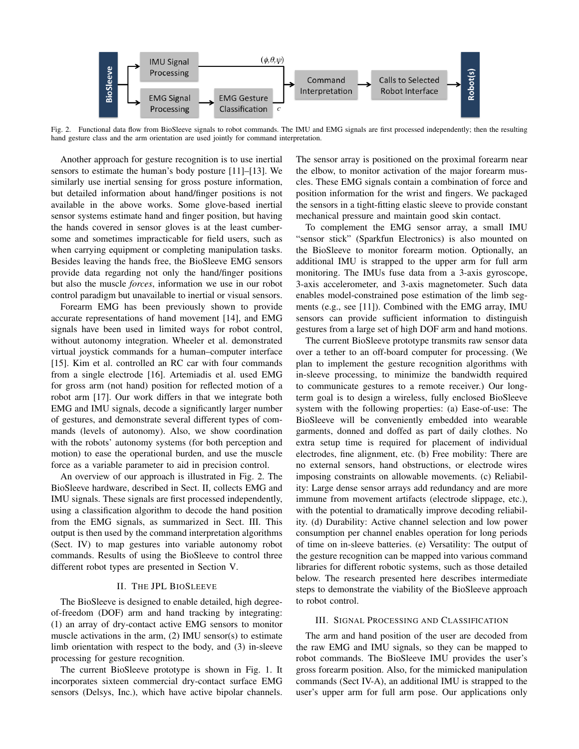Fig. 2. Functional data flow from BioSleeve signals to robot commands. The IMU and EMG signals are first processed independently; then the resulting hand gesture class and the arm orientation are used jointly for command interpretation.

Another approach for gesture recognition is to use inertial sensors to estimate the human's body posture [11]–[13]. We similarly use inertial sensing for gross posture information, but detailed information about hand/finger positions is not available in the above works. Some glove-based inertial sensor systems estimate hand and finger position, but having the hands covered in sensor gloves is at the least cumbersome and sometimes impracticable for field users, such as when carrying equipment or completing manipulation tasks. Besides leaving the hands free, the BioSleeve EMG sensors provide data regarding not only the hand/finger positions but also the muscle *forces*, information we use in our robot control paradigm but unavailable to inertial or visual sensors.

Forearm EMG has been previously shown to provide accurate representations of hand movement [14], and EMG signals have been used in limited ways for robot control, without autonomy integration. Wheeler et al. demonstrated virtual joystick commands for a human–computer interface [15]. Kim et al. controlled an RC car with four commands from a single electrode [16]. Artemiadis et al. used EMG for gross arm (not hand) position for reflected motion of a robot arm [17]. Our work differs in that we integrate both EMG and IMU signals, decode a significantly larger number of gestures, and demonstrate several different types of commands (levels of autonomy). Also, we show coordination with the robots' autonomy systems (for both perception and motion) to ease the operational burden, and use the muscle force as a variable parameter to aid in precision control.

An overview of our approach is illustrated in Fig. 2. The BioSleeve hardware, described in Sect. II, collects EMG and IMU signals. These signals are first processed independently, using a classification algorithm to decode the hand position from the EMG signals, as summarized in Sect. III. This output is then used by the command interpretation algorithms (Sect. IV) to map gestures into variable autonomy robot commands. Results of using the BioSleeve to control three different robot types are presented in Section V.

## II. The JPL BioSleeve

The BioSleeve is designed to enable detailed, high degree-of-freedom (DOF) arm and hand tracking by integrating: (1) an array of dry-contact active EMG sensors to monitor muscle activations in the arm, (2) IMU sensor(s) to estimate limb orientation with respect to the body, and (3) in-sleeve processing for gesture recognition.

The current BioSleeve prototype is shown in Fig. 1. It incorporates sixteen commercial dry-contact surface EMG sensors (Delsys, Inc.), which have active bipolar channels. The sensor array is positioned on the proximal forearm near the elbow, to monitor activation of the major forearm muscles. These EMG signals contain a combination of force and position information for the wrist and fingers. We packaged the sensors in a tight-fitting elastic sleeve to provide constant mechanical pressure and maintain good skin contact.

To complement the EMG sensor array, a small IMU "sensor stick" (Sparkfun Electronics) is also mounted on the BioSleeve to monitor forearm motion. Optionally, an additional IMU is strapped to the upper arm for full arm monitoring. The IMUs fuse data from a 3-axis gyroscope, 3-axis accelerometer, and 3-axis magnetometer. Such data enables model-constrained pose estimation of the limb segments (e.g., see [11]). Combined with the EMG array, IMU sensors can provide sufficient information to distinguish gestures from a large set of high DOF arm and hand motions.

The current BioSleeve prototype transmits raw sensor data over a tether to an off-board computer for processing. (We plan to implement the gesture recognition algorithms with in-sleeve processing, to minimize the bandwidth required to communicate gestures to a remote receiver.) Our long-term goal is to design a wireless, fully enclosed BioSleeve system with the following properties: (a) Ease-of-use: The BioSleeve will be conveniently embedded into wearable garments, donned and doffed as part of daily clothes. No extra setup time is required for placement of individual electrodes, fine alignment, etc. (b) Free mobility: There are no external sensors, hand obstructions, or electrode wires imposing constraints on allowable movements. (c) Reliability: Large dense sensor arrays add redundancy and are more immune from movement artifacts (electrode slippage, etc.), with the potential to dramatically improve decoding reliability. (d) Durability: Active channel selection and low power consumption per channel enables operation for long periods of time on in-sleeve batteries. (e) Versatility: The output of the gesture recognition can be mapped into various command libraries for different robotic systems, such as those detailed below. The research presented here describes intermediate steps to demonstrate the viability of the BioSleeve approach to robot control.

## III. Signal Processing and Classification

The arm and hand position of the user are decoded from the raw EMG and IMU signals, so they can be mapped to robot commands. The BioSleeve IMU provides the user's gross forearm position. Also, for the mimicked manipulation commands (Sect IV-A), an additional IMU is strapped to the user's upper arm for full arm pose. Our applications only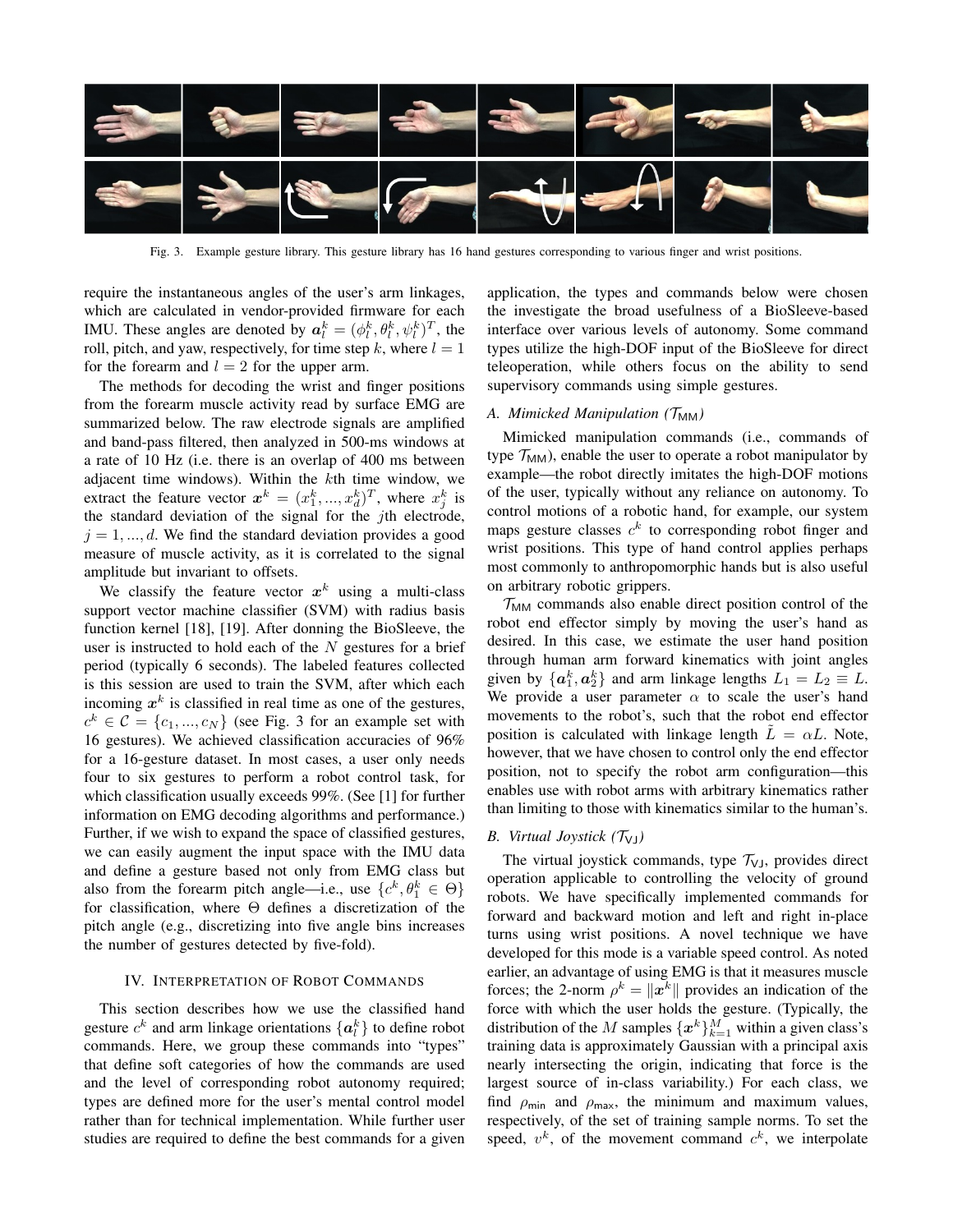Fig. 3. Example gesture library. This gesture library has 16 hand gestures corresponding to various finger and wrist positions.

require the instantaneous angles of the user's arm linkages, which are calculated in vendor-provided firmware for each IMU. These angles are denoted by $\boldsymbol{a}_l^k = (\phi_l^k, \theta_l^k, \psi_l^k)^T$, the roll, pitch, and yaw, respectively, for time step $k$, where $l = 1$ for the forearm and $l = 2$ for the upper arm.

The methods for decoding the wrist and finger positions from the forearm muscle activity read by surface EMG are summarized below. The raw electrode signals are amplified and band-pass filtered, then analyzed in 500-ms windows at a rate of 10 Hz (i.e. there is an overlap of 400 ms between adjacent time windows). Within the $k$th time window, we extract the feature vector $\boldsymbol{x}^k = (x_1^k, ..., x_d^k)^T$, where $x_j^k$ is the standard deviation of the signal for the $j$th electrode, $j = 1, ..., d$. We find the standard deviation provides a good measure of muscle activity, as it is correlated to the signal amplitude but invariant to offsets.

We classify the feature vector $\boldsymbol{x}^k$ using a multi-class support vector machine classifier (SVM) with radius basis function kernel [18], [19]. After donning the BioSleeve, the user is instructed to hold each of the $N$ gestures for a brief period (typically 6 seconds). The labeled features collected is this session are used to train the SVM, after which each incoming $\boldsymbol{x}^k$ is classified in real time as one of the gestures, $c^k \in \mathcal{C} = \{c_1, ..., c_N\}$ (see Fig. 3 for an example set with 16 gestures). We achieved classification accuracies of 96% for a 16-gesture dataset. In most cases, a user only needs four to six gestures to perform a robot control task, for which classification usually exceeds 99%. (See [1] for further information on EMG decoding algorithms and performance.) Further, if we wish to expand the space of classified gestures, we can easily augment the input space with the IMU data and define a gesture based not only from EMG class but also from the forearm pitch angle—i.e., use $\{c^k, \theta_1^k \in \Theta\}$ for classification, where $\Theta$ defines a discretization of the pitch angle (e.g., discretizing into five angle bins increases the number of gestures detected by five-fold).

## IV. Interpretation of Robot Commands

This section describes how we use the classified hand gesture $c^k$ and arm linkage orientations $\{\boldsymbol{a}_l^k\}$ to define robot commands. Here, we group these commands into "types" that define soft categories of how the commands are used and the level of corresponding robot autonomy required; types are defined more for the user's mental control model rather than for technical implementation. While further user studies are required to define the best commands for a given application, the types and commands below were chosen the investigate the broad usefulness of a BioSleeve-based interface over various levels of autonomy. Some command types utilize the high-DOF input of the BioSleeve for direct teleoperation, while others focus on the ability to send supervisory commands using simple gestures.

### A. Mimicked Manipulation ($\mathcal{T}_{\mathsf{MM}}$)

Mimicked manipulation commands (i.e., commands of type $\mathcal{T}_{\mathsf{MM}}$), enable the user to operate a robot manipulator by example—the robot directly imitates the high-DOF motions of the user, typically without any reliance on autonomy. To control motions of a robotic hand, for example, our system maps gesture classes $c^k$ to corresponding robot finger and wrist positions. This type of hand control applies perhaps most commonly to anthropomorphic hands but is also useful on arbitrary robotic grippers.

$\mathcal{T}_{\mathsf{MM}}$ commands also enable direct position control of the robot end effector simply by moving the user's hand as desired. In this case, we estimate the user hand position through human arm forward kinematics with joint angles given by $\{\boldsymbol{a}_1^k, \boldsymbol{a}_2^k\}$ and arm linkage lengths $L_1 = L_2 \equiv L$. We provide a user parameter $\alpha$ to scale the user's hand movements to the robot's, such that the robot end effector position is calculated with linkage length $\tilde{L} = \alpha L$. Note, however, that we have chosen to control only the end effector position, not to specify the robot arm configuration—this enables use with robot arms with arbitrary kinematics rather than limiting to those with kinematics similar to the human's.

### B. Virtual Joystick ($\mathcal{T}_{\mathsf{VJ}}$)

The virtual joystick commands, type $\mathcal{T}_{\mathsf{VJ}}$, provides direct operation applicable to controlling the velocity of ground robots. We have specifically implemented commands for forward and backward motion and left and right in-place turns using wrist positions. A novel technique we have developed for this mode is a variable speed control. As noted earlier, an advantage of using EMG is that it measures muscle forces; the 2-norm $\rho^k = \|\boldsymbol{x}^k\|$ provides an indication of the force with which the user holds the gesture. (Typically, the distribution of the $M$ samples $\{\boldsymbol{x}^k\}_{k=1}^M$ within a given class's training data is approximately Gaussian with a principal axis nearly intersecting the origin, indicating that force is the largest source of in-class variability.) For each class, we find $\rho_{\mathsf{min}}$ and $\rho_{\mathsf{max}}$, the minimum and maximum values, respectively, of the set of training sample norms. To set the speed, $v^k$, of the movement command $c^k$, we interpolate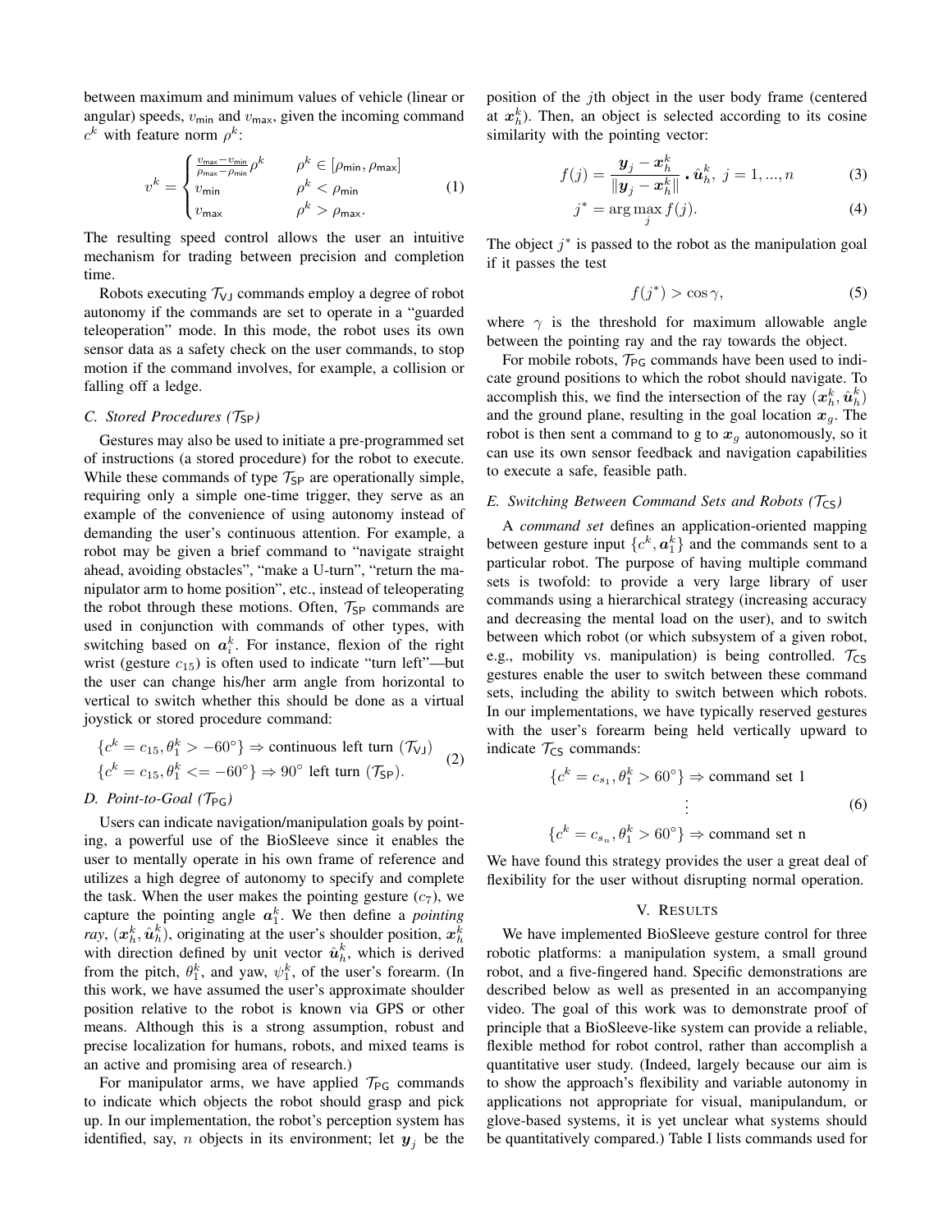between maximum and minimum values of vehicle (linear or angular) speeds, $v_{\text{min}}$ and $v_{\text{max}}$, given the incoming command $c^k$ with feature norm $\rho^k$:

$$v^k = \begin{cases} \frac{v_{\text{max}} - v_{\text{min}}}{\rho_{\text{max}} - \rho_{\text{min}}} \rho^k & \rho^k \in [\rho_{\text{min}}, \rho_{\text{max}}] \\ v_{\text{min}} & \rho^k < \rho_{\text{min}} \\ v_{\text{max}} & \rho^k > \rho_{\text{max}}. \end{cases} \tag{1}$$

The resulting speed control allows the user an intuitive mechanism for trading between precision and completion time.

Robots executing $\mathcal{T}_{\text{VJ}}$ commands employ a degree of robot autonomy if the commands are set to operate in a "guarded teleoperation" mode. In this mode, the robot uses its own sensor data as a safety check on the user commands, to stop motion if the command involves, for example, a collision or falling off a ledge.

### C. Stored Procedures ($\mathcal{T}_{\text{SP}}$)

Gestures may also be used to initiate a pre-programmed set of instructions (a stored procedure) for the robot to execute. While these commands of type $\mathcal{T}_{\text{SP}}$ are operationally simple, requiring only a simple one-time trigger, they serve as an example of the convenience of using autonomy instead of demanding the user's continuous attention. For example, a robot may be given a brief command to "navigate straight ahead, avoiding obstacles", "make a U-turn", "return the manipulator arm to home position", etc., instead of teleoperating the robot through these motions. Often, $\mathcal{T}_{\text{SP}}$ commands are used in conjunction with commands of other types, with switching based on $\boldsymbol{a}_i^k$. For instance, flexion of the right wrist (gesture $c_{15}$) is often used to indicate "turn left"—but the user can change his/her arm angle from horizontal to vertical to switch whether this should be done as a virtual joystick or stored procedure command:

$$\begin{aligned} &\{c^k = c_{15}, \theta_1^k > -60^\circ\} \Rightarrow \text{continuous left turn } (\mathcal{T}_{\text{VJ}}) \\ &\{c^k = c_{15}, \theta_1^k <= -60^\circ\} \Rightarrow 90^\circ \text{ left turn } (\mathcal{T}_{\text{SP}}). \end{aligned} \tag{2}$$

### D. Point-to-Goal ($\mathcal{T}_{\text{PG}}$)

Users can indicate navigation/manipulation goals by pointing, a powerful use of the BioSleeve since it enables the user to mentally operate in his own frame of reference and utilizes a high degree of autonomy to specify and complete the task. When the user makes the pointing gesture ($c_7$), we capture the pointing angle $\boldsymbol{a}_1^k$. We then define a *pointing ray*, $(\boldsymbol{x}_h^k, \hat{\boldsymbol{u}}_h^k)$, originating at the user's shoulder position, $\boldsymbol{x}_h^k$ with direction defined by unit vector $\hat{\boldsymbol{u}}_h^k$, which is derived from the pitch, $\theta_1^k$, and yaw, $\psi_1^k$, of the user's forearm. (In this work, we have assumed the user's approximate shoulder position relative to the robot is known via GPS or other means. Although this is a strong assumption, robust and precise localization for humans, robots, and mixed teams is an active and promising area of research.)

For manipulator arms, we have applied $\mathcal{T}_{\text{PG}}$ commands to indicate which objects the robot should grasp and pick up. In our implementation, the robot's perception system has identified, say, $n$ objects in its environment; let $\boldsymbol{y}_j$ be the position of the $j$th object in the user body frame (centered at $\boldsymbol{x}_h^k$). Then, an object is selected according to its cosine similarity with the pointing vector:

$$f(j) = \frac{\boldsymbol{y}_j - \boldsymbol{x}_h^k}{\|\boldsymbol{y}_j - \boldsymbol{x}_h^k\|} \cdot \hat{\boldsymbol{u}}_h^k, \; j = 1, ..., n \tag{3}$$

$$j^* = \arg\max_j f(j). \tag{4}$$

The object $j^*$ is passed to the robot as the manipulation goal if it passes the test

$$f(j^*) > \cos\gamma, \tag{5}$$

where $\gamma$ is the threshold for maximum allowable angle between the pointing ray and the ray towards the object.

For mobile robots, $\mathcal{T}_{\text{PG}}$ commands have been used to indicate ground positions to which the robot should navigate. To accomplish this, we find the intersection of the ray $(\boldsymbol{x}_h^k, \hat{\boldsymbol{u}}_h^k)$ and the ground plane, resulting in the goal location $\boldsymbol{x}_g$. The robot is then sent a command to g to $\boldsymbol{x}_g$ autonomously, so it can use its own sensor feedback and navigation capabilities to execute a safe, feasible path.

### E. Switching Between Command Sets and Robots ($\mathcal{T}_{\text{CS}}$)

A *command set* defines an application-oriented mapping between gesture input $\{c^k, \boldsymbol{a}_1^k\}$ and the commands sent to a particular robot. The purpose of having multiple command sets is twofold: to provide a very large library of user commands using a hierarchical strategy (increasing accuracy and decreasing the mental load on the user), and to switch between which robot (or which subsystem of a given robot, e.g., mobility vs. manipulation) is being controlled. $\mathcal{T}_{\text{CS}}$ gestures enable the user to switch between these command sets, including the ability to switch between which robots. In our implementations, we have typically reserved gestures with the user's forearm being held vertically upward to indicate $\mathcal{T}_{\text{CS}}$ commands:

$$\begin{aligned} \{c^k = c_{s_1}, \theta_1^k > 60^\circ\} &\Rightarrow \text{command set 1} \\ &\vdots \\ \{c^k = c_{s_n}, \theta_1^k > 60^\circ\} &\Rightarrow \text{command set n} \end{aligned} \tag{6}$$

We have found this strategy provides the user a great deal of flexibility for the user without disrupting normal operation.

## V. Results

We have implemented BioSleeve gesture control for three robotic platforms: a manipulation system, a small ground robot, and a five-fingered hand. Specific demonstrations are described below as well as presented in an accompanying video. The goal of this work was to demonstrate proof of principle that a BioSleeve-like system can provide a reliable, flexible method for robot control, rather than accomplish a quantitative user study. (Indeed, largely because our aim is to show the approach's flexibility and variable autonomy in applications not appropriate for visual, manipulandum, or glove-based systems, it is yet unclear what systems should be quantitatively compared.) Table I lists commands used for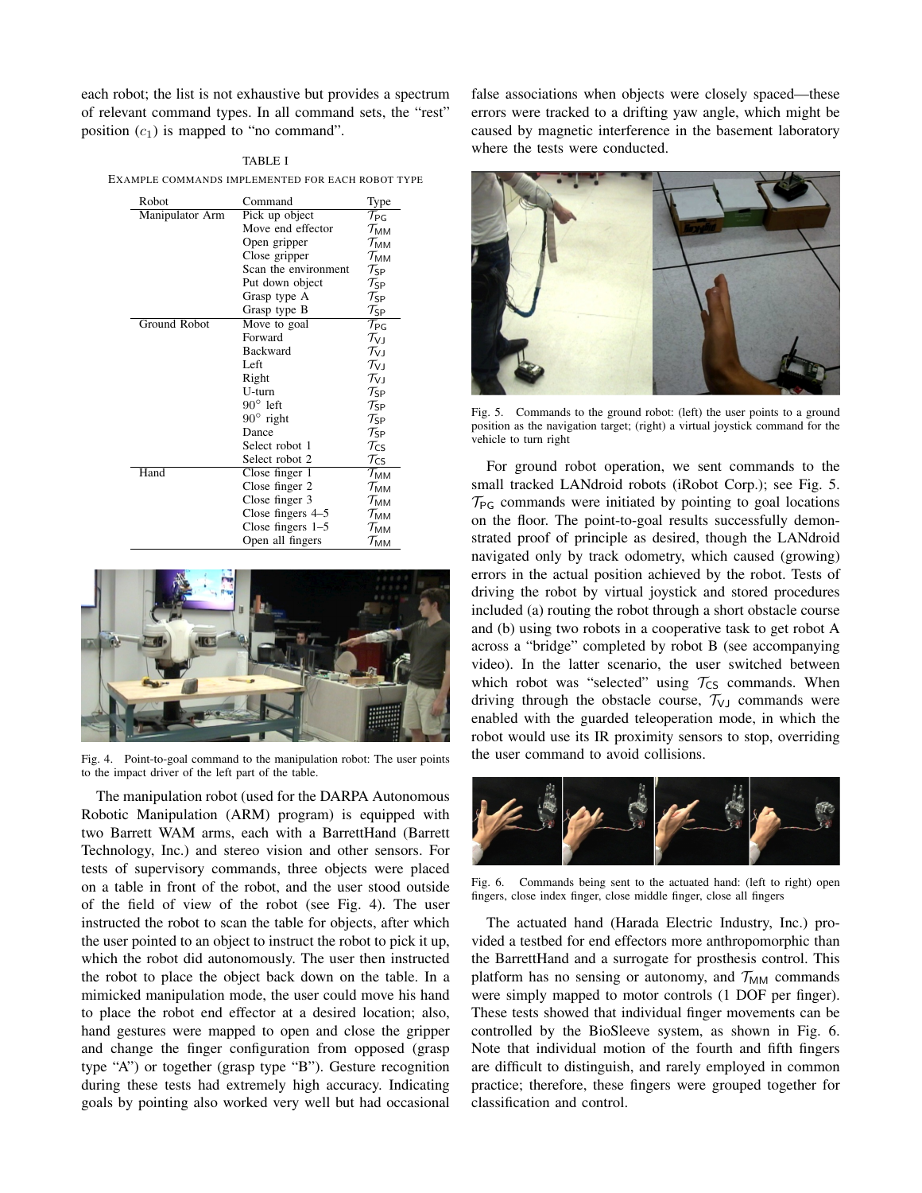each robot; the list is not exhaustive but provides a spectrum of relevant command types. In all command sets, the "rest" position ($c_1$) is mapped to "no command".

TABLE I
EXAMPLE COMMANDS IMPLEMENTED FOR EACH ROBOT TYPE

| Robot | Command | Type |
|---|---|---|
| Manipulator Arm | Pick up object | $\mathcal{T}_{\mathsf{PG}}$ |
| | Move end effector | $\mathcal{T}_{\mathsf{MM}}$ |
| | Open gripper | $\mathcal{T}_{\mathsf{MM}}$ |
| | Close gripper | $\mathcal{T}_{\mathsf{MM}}$ |
| | Scan the environment | $\mathcal{T}_{\mathsf{SP}}$ |
| | Put down object | $\mathcal{T}_{\mathsf{SP}}$ |
| | Grasp type A | $\mathcal{T}_{\mathsf{SP}}$ |
| | Grasp type B | $\mathcal{T}_{\mathsf{SP}}$ |
| Ground Robot | Move to goal | $\mathcal{T}_{\mathsf{PG}}$ |
| | Forward | $\mathcal{T}_{\mathsf{VJ}}$ |
| | Backward | $\mathcal{T}_{\mathsf{VJ}}$ |
| | Left | $\mathcal{T}_{\mathsf{VJ}}$ |
| | Right | $\mathcal{T}_{\mathsf{VJ}}$ |
| | U-turn | $\mathcal{T}_{\mathsf{SP}}$ |
| | $90^\circ$ left | $\mathcal{T}_{\mathsf{SP}}$ |
| | $90^\circ$ right | $\mathcal{T}_{\mathsf{SP}}$ |
| | Dance | $\mathcal{T}_{\mathsf{SP}}$ |
| | Select robot 1 | $\mathcal{T}_{\mathsf{CS}}$ |
| | Select robot 2 | $\mathcal{T}_{\mathsf{CS}}$ |
| Hand | Close finger 1 | $\mathcal{T}_{\mathsf{MM}}$ |
| | Close finger 2 | $\mathcal{T}_{\mathsf{MM}}$ |
| | Close finger 3 | $\mathcal{T}_{\mathsf{MM}}$ |
| | Close fingers 4–5 | $\mathcal{T}_{\mathsf{MM}}$ |
| | Close fingers 1–5 | $\mathcal{T}_{\mathsf{MM}}$ |
| | Open all fingers | $\mathcal{T}_{\mathsf{MM}}$ |

Fig. 4. Point-to-goal command to the manipulation robot: The user points to the impact driver of the left part of the table.

The manipulation robot (used for the DARPA Autonomous Robotic Manipulation (ARM) program) is equipped with two Barrett WAM arms, each with a BarrettHand (Barrett Technology, Inc.) and stereo vision and other sensors. For tests of supervisory commands, three objects were placed on a table in front of the robot, and the user stood outside of the field of view of the robot (see Fig. 4). The user instructed the robot to scan the table for objects, after which the user pointed to an object to instruct the robot to pick it up, which the robot did autonomously. The user then instructed the robot to place the object back down on the table. In a mimicked manipulation mode, the user could move his hand to place the robot end effector at a desired location; also, hand gestures were mapped to open and close the gripper and change the finger configuration from opposed (grasp type "A") or together (grasp type "B"). Gesture recognition during these tests had extremely high accuracy. Indicating goals by pointing also worked very well but had occasional false associations when objects were closely spaced—these errors were tracked to a drifting yaw angle, which might be caused by magnetic interference in the basement laboratory where the tests were conducted.

Fig. 5. Commands to the ground robot: (left) the user points to a ground position as the navigation target; (right) a virtual joystick command for the vehicle to turn right

For ground robot operation, we sent commands to the small tracked LANdroid robots (iRobot Corp.); see Fig. 5. $\mathcal{T}_{\mathsf{PG}}$ commands were initiated by pointing to goal locations on the floor. The point-to-goal results successfully demonstrated proof of principle as desired, though the LANdroid navigated only by track odometry, which caused (growing) errors in the actual position achieved by the robot. Tests of driving the robot by virtual joystick and stored procedures included (a) routing the robot through a short obstacle course and (b) using two robots in a cooperative task to get robot A across a "bridge" completed by robot B (see accompanying video). In the latter scenario, the user switched between which robot was "selected" using $\mathcal{T}_{\mathsf{CS}}$ commands. When driving through the obstacle course, $\mathcal{T}_{\mathsf{VJ}}$ commands were enabled with the guarded teleoperation mode, in which the robot would use its IR proximity sensors to stop, overriding the user command to avoid collisions.

Fig. 6. Commands being sent to the actuated hand: (left to right) open fingers, close index finger, close middle finger, close all fingers

The actuated hand (Harada Electric Industry, Inc.) provided a testbed for end effectors more anthropomorphic than the BarrettHand and a surrogate for prosthesis control. This platform has no sensing or autonomy, and $\mathcal{T}_{\mathsf{MM}}$ commands were simply mapped to motor controls (1 DOF per finger). These tests showed that individual finger movements can be controlled by the BioSleeve system, as shown in Fig. 6. Note that individual motion of the fourth and fifth fingers are difficult to distinguish, and rarely employed in common practice; therefore, these fingers were grouped together for classification and control.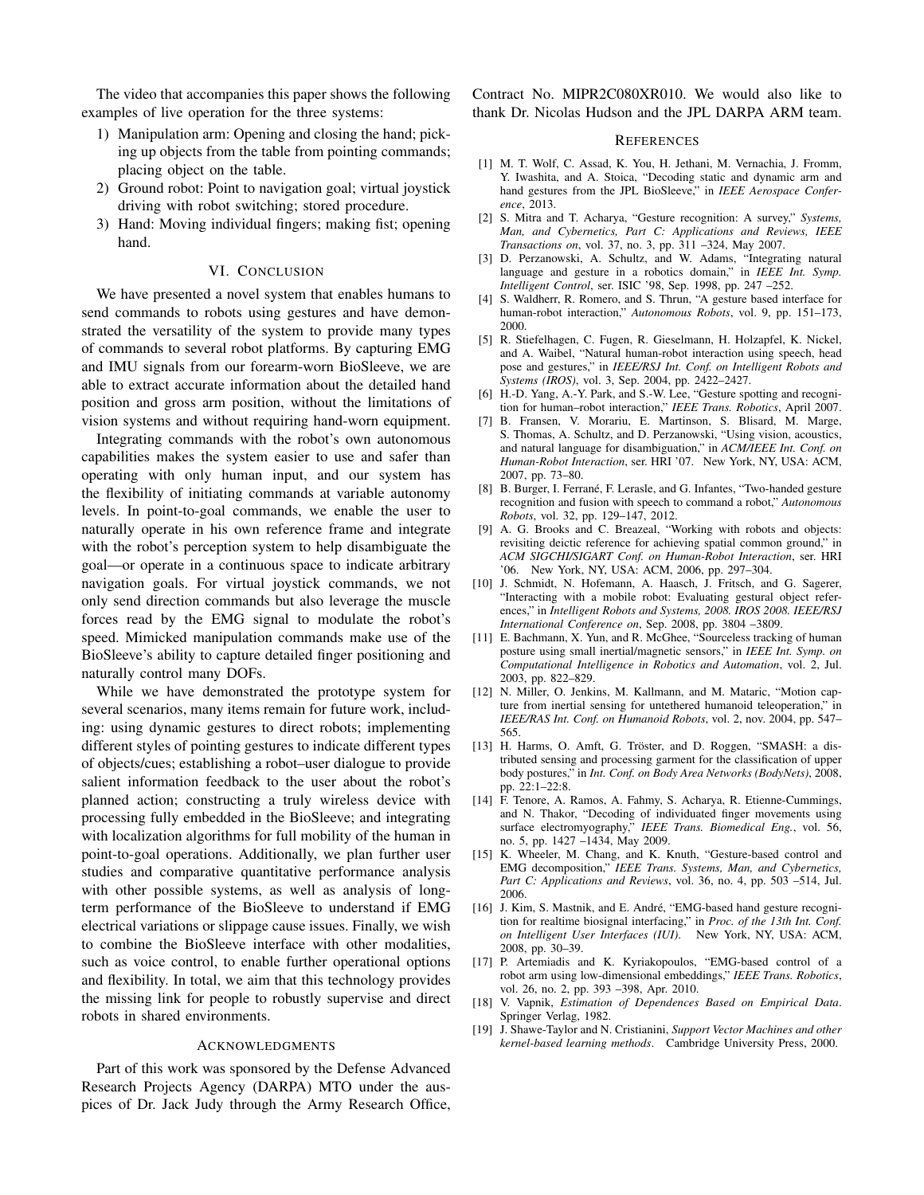The video that accompanies this paper shows the following examples of live operation for the three systems:

1) Manipulation arm: Opening and closing the hand; picking up objects from the table from pointing commands; placing object on the table.
2) Ground robot: Point to navigation goal; virtual joystick driving with robot switching; stored procedure.
3) Hand: Moving individual fingers; making fist; opening hand.

## VI. Conclusion

We have presented a novel system that enables humans to send commands to robots using gestures and have demonstrated the versatility of the system to provide many types of commands to several robot platforms. By capturing EMG and IMU signals from our forearm-worn BioSleeve, we are able to extract accurate information about the detailed hand position and gross arm position, without the limitations of vision systems and without requiring hand-worn equipment.

Integrating commands with the robot's own autonomous capabilities makes the system easier to use and safer than operating with only human input, and our system has the flexibility of initiating commands at variable autonomy levels. In point-to-goal commands, we enable the user to naturally operate in his own reference frame and integrate with the robot's perception system to help disambiguate the goal—or operate in a continuous space to indicate arbitrary navigation goals. For virtual joystick commands, we not only send direction commands but also leverage the muscle forces read by the EMG signal to modulate the robot's speed. Mimicked manipulation commands make use of the BioSleeve's ability to capture detailed finger positioning and naturally control many DOFs.

While we have demonstrated the prototype system for several scenarios, many items remain for future work, including: using dynamic gestures to direct robots; implementing different styles of pointing gestures to indicate different types of objects/cues; establishing a robot–user dialogue to provide salient information feedback to the user about the robot's planned action; constructing a truly wireless device with processing fully embedded in the BioSleeve; and integrating with localization algorithms for full mobility of the human in point-to-goal operations. Additionally, we plan further user studies and comparative quantitative performance analysis with other possible systems, as well as analysis of long-term performance of the BioSleeve to understand if EMG electrical variations or slippage cause issues. Finally, we wish to combine the BioSleeve interface with other modalities, such as voice control, to enable further operational options and flexibility. In total, we aim that this technology provides the missing link for people to robustly supervise and direct robots in shared environments.

## Acknowledgments

Part of this work was sponsored by the Defense Advanced Research Projects Agency (DARPA) MTO under the auspices of Dr. Jack Judy through the Army Research Office, Contract No. MIPR2C080XR010. We would also like to thank Dr. Nicolas Hudson and the JPL DARPA ARM team.

## References

[1] M. T. Wolf, C. Assad, K. You, H. Jethani, M. Vernachia, J. Fromm, Y. Iwashita, and A. Stoica, "Decoding static and dynamic arm and hand gestures from the JPL BioSleeve," in *IEEE Aerospace Conference*, 2013.

[2] S. Mitra and T. Acharya, "Gesture recognition: A survey," *Systems, Man, and Cybernetics, Part C: Applications and Reviews, IEEE Transactions on*, vol. 37, no. 3, pp. 311 –324, May 2007.

[3] D. Perzanowski, A. Schultz, and W. Adams, "Integrating natural language and gesture in a robotics domain," in *IEEE Int. Symp. Intelligent Control*, ser. ISIC '98, Sep. 1998, pp. 247 –252.

[4] S. Waldherr, R. Romero, and S. Thrun, "A gesture based interface for human-robot interaction," *Autonomous Robots*, vol. 9, pp. 151–173, 2000.

[5] R. Stiefelhagen, C. Fugen, R. Gieselmann, H. Holzapfel, K. Nickel, and A. Waibel, "Natural human-robot interaction using speech, head pose and gestures," in *IEEE/RSJ Int. Conf. on Intelligent Robots and Systems (IROS)*, vol. 3, Sep. 2004, pp. 2422–2427.

[6] H.-D. Yang, A.-Y. Park, and S.-W. Lee, "Gesture spotting and recognition for human–robot interaction," *IEEE Trans. Robotics*, April 2007.

[7] B. Fransen, V. Morariu, E. Martinson, S. Blisard, M. Marge, S. Thomas, A. Schultz, and D. Perzanowski, "Using vision, acoustics, and natural language for disambiguation," in *ACM/IEEE Int. Conf. on Human-Robot Interaction*, ser. HRI '07. New York, NY, USA: ACM, 2007, pp. 73–80.

[8] B. Burger, I. Ferrané, F. Lerasle, and G. Infantes, "Two-handed gesture recognition and fusion with speech to command a robot," *Autonomous Robots*, vol. 32, pp. 129–147, 2012.

[9] A. G. Brooks and C. Breazeal, "Working with robots and objects: revisiting deictic reference for achieving spatial common ground," in *ACM SIGCHI/SIGART Conf. on Human-Robot Interaction*, ser. HRI '06. New York, NY, USA: ACM, 2006, pp. 297–304.

[10] J. Schmidt, N. Hofemann, A. Haasch, J. Fritsch, and G. Sagerer, "Interacting with a mobile robot: Evaluating gestural object references," in *Intelligent Robots and Systems, 2008. IROS 2008. IEEE/RSJ International Conference on*, Sep. 2008, pp. 3804 –3809.

[11] E. Bachmann, X. Yun, and R. McGhee, "Sourceless tracking of human posture using small inertial/magnetic sensors," in *IEEE Int. Symp. on Computational Intelligence in Robotics and Automation*, vol. 2, Jul. 2003, pp. 822–829.

[12] N. Miller, O. Jenkins, M. Kallmann, and M. Mataric, "Motion capture from inertial sensing for untethered humanoid teleoperation," in *IEEE/RAS Int. Conf. on Humanoid Robots*, vol. 2, nov. 2004, pp. 547–565.

[13] H. Harms, O. Amft, G. Tröster, and D. Roggen, "SMASH: a distributed sensing and processing garment for the classification of upper body postures," in *Int. Conf. on Body Area Networks (BodyNets)*, 2008, pp. 22:1–22:8.

[14] F. Tenore, A. Ramos, A. Fahmy, S. Acharya, R. Etienne-Cummings, and N. Thakor, "Decoding of individuated finger movements using surface electromyography," *IEEE Trans. Biomedical Eng.*, vol. 56, no. 5, pp. 1427 –1434, May 2009.

[15] K. Wheeler, M. Chang, and K. Knuth, "Gesture-based control and EMG decomposition," *IEEE Trans. Systems, Man, and Cybernetics, Part C: Applications and Reviews*, vol. 36, no. 4, pp. 503 –514, Jul. 2006.

[16] J. Kim, S. Mastnik, and E. André, "EMG-based hand gesture recognition for realtime biosignal interfacing," in *Proc. of the 13th Int. Conf. on Intelligent User Interfaces (IUI)*. New York, NY, USA: ACM, 2008, pp. 30–39.

[17] P. Artemiadis and K. Kyriakopoulos, "EMG-based control of a robot arm using low-dimensional embeddings," *IEEE Trans. Robotics*, vol. 26, no. 2, pp. 393 –398, Apr. 2010.

[18] V. Vapnik, *Estimation of Dependences Based on Empirical Data*. Springer Verlag, 1982.

[19] J. Shawe-Taylor and N. Cristianini, *Support Vector Machines and other kernel-based learning methods*. Cambridge University Press, 2000.